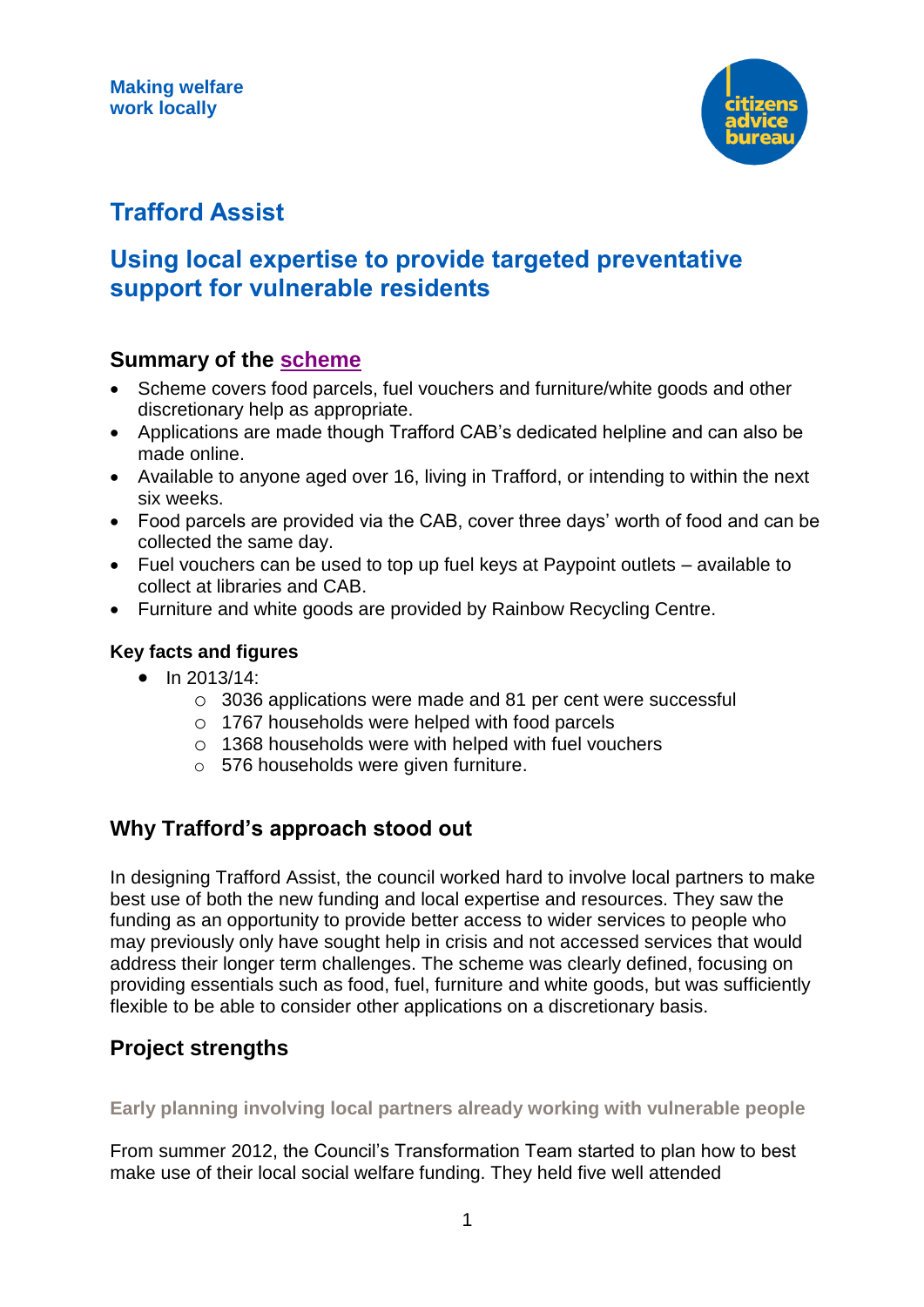Making welfare work locally

# Trafford Assist

## Using local expertise to provide targeted preventative support for vulnerable residents

### Summary of the scheme

- Scheme covers food parcels, fuel vouchers and furniture/white goods and other discretionary help as appropriate.
- Applications are made though Trafford CAB's dedicated helpline and can also be made online.
- Available to anyone aged over 16, living in Trafford, or intending to within the next six weeks.
- Food parcels are provided via the CAB, cover three days' worth of food and can be collected the same day.
- Fuel vouchers can be used to top up fuel keys at Paypoint outlets – available to collect at libraries and CAB.
- Furniture and white goods are provided by Rainbow Recycling Centre.

**Key facts and figures**

- In 2013/14:
  - 3036 applications were made and 81 per cent were successful
  - 1767 households were helped with food parcels
  - 1368 households were with helped with fuel vouchers
  - 576 households were given furniture.

### Why Trafford's approach stood out

In designing Trafford Assist, the council worked hard to involve local partners to make best use of both the new funding and local expertise and resources. They saw the funding as an opportunity to provide better access to wider services to people who may previously only have sought help in crisis and not accessed services that would address their longer term challenges. The scheme was clearly defined, focusing on providing essentials such as food, fuel, furniture and white goods, but was sufficiently flexible to be able to consider other applications on a discretionary basis.

### Project strengths

#### Early planning involving local partners already working with vulnerable people

From summer 2012, the Council's Transformation Team started to plan how to best make use of their local social welfare funding. They held five well attended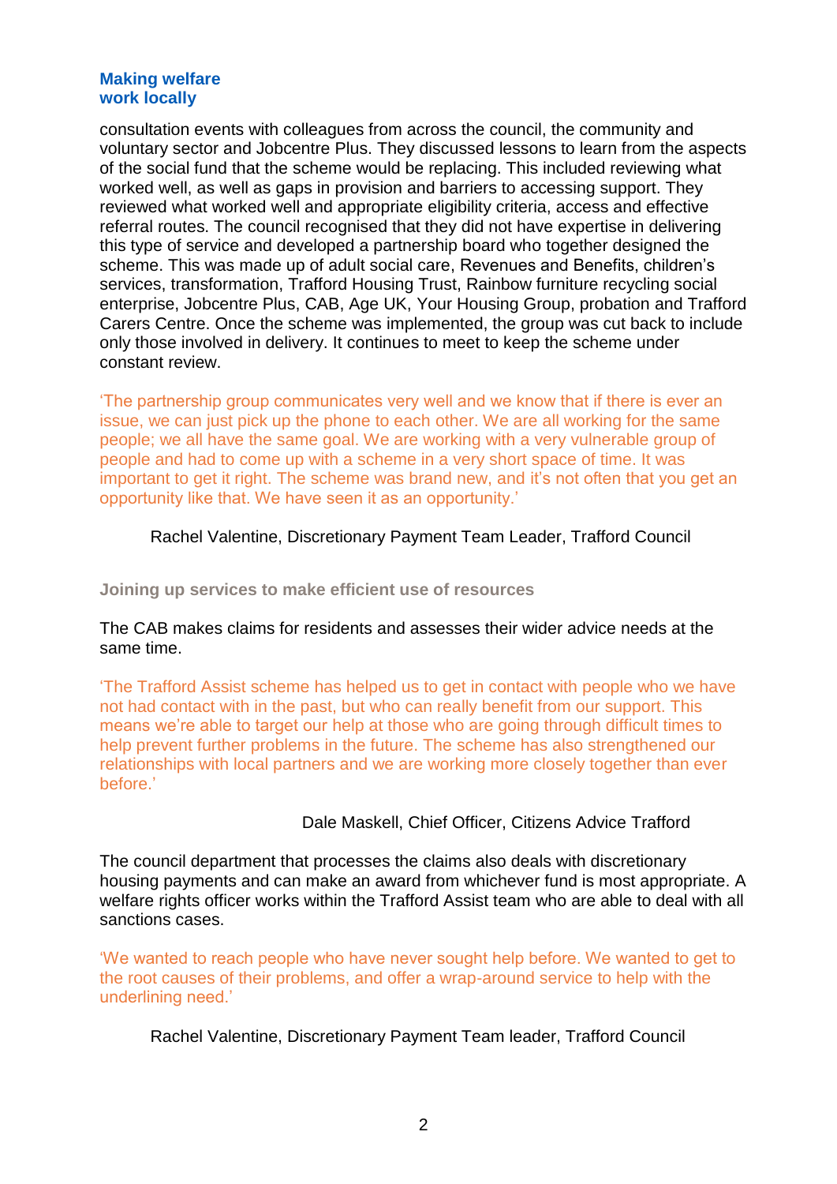consultation events with colleagues from across the council, the community and voluntary sector and Jobcentre Plus. They discussed lessons to learn from the aspects of the social fund that the scheme would be replacing. This included reviewing what worked well, as well as gaps in provision and barriers to accessing support. They reviewed what worked well and appropriate eligibility criteria, access and effective referral routes. The council recognised that they did not have expertise in delivering this type of service and developed a partnership board who together designed the scheme. This was made up of adult social care, Revenues and Benefits, children's services, transformation, Trafford Housing Trust, Rainbow furniture recycling social enterprise, Jobcentre Plus, CAB, Age UK, Your Housing Group, probation and Trafford Carers Centre. Once the scheme was implemented, the group was cut back to include only those involved in delivery. It continues to meet to keep the scheme under constant review.

'The partnership group communicates very well and we know that if there is ever an issue, we can just pick up the phone to each other. We are all working for the same people; we all have the same goal. We are working with a very vulnerable group of people and had to come up with a scheme in a very short space of time. It was important to get it right. The scheme was brand new, and it's not often that you get an opportunity like that. We have seen it as an opportunity.'

Rachel Valentine, Discretionary Payment Team Leader, Trafford Council

### Joining up services to make efficient use of resources

The CAB makes claims for residents and assesses their wider advice needs at the same time.

'The Trafford Assist scheme has helped us to get in contact with people who we have not had contact with in the past, but who can really benefit from our support. This means we're able to target our help at those who are going through difficult times to help prevent further problems in the future. The scheme has also strengthened our relationships with local partners and we are working more closely together than ever before.'

Dale Maskell, Chief Officer, Citizens Advice Trafford

The council department that processes the claims also deals with discretionary housing payments and can make an award from whichever fund is most appropriate. A welfare rights officer works within the Trafford Assist team who are able to deal with all sanctions cases.

'We wanted to reach people who have never sought help before. We wanted to get to the root causes of their problems, and offer a wrap-around service to help with the underlining need.'

Rachel Valentine, Discretionary Payment Team leader, Trafford Council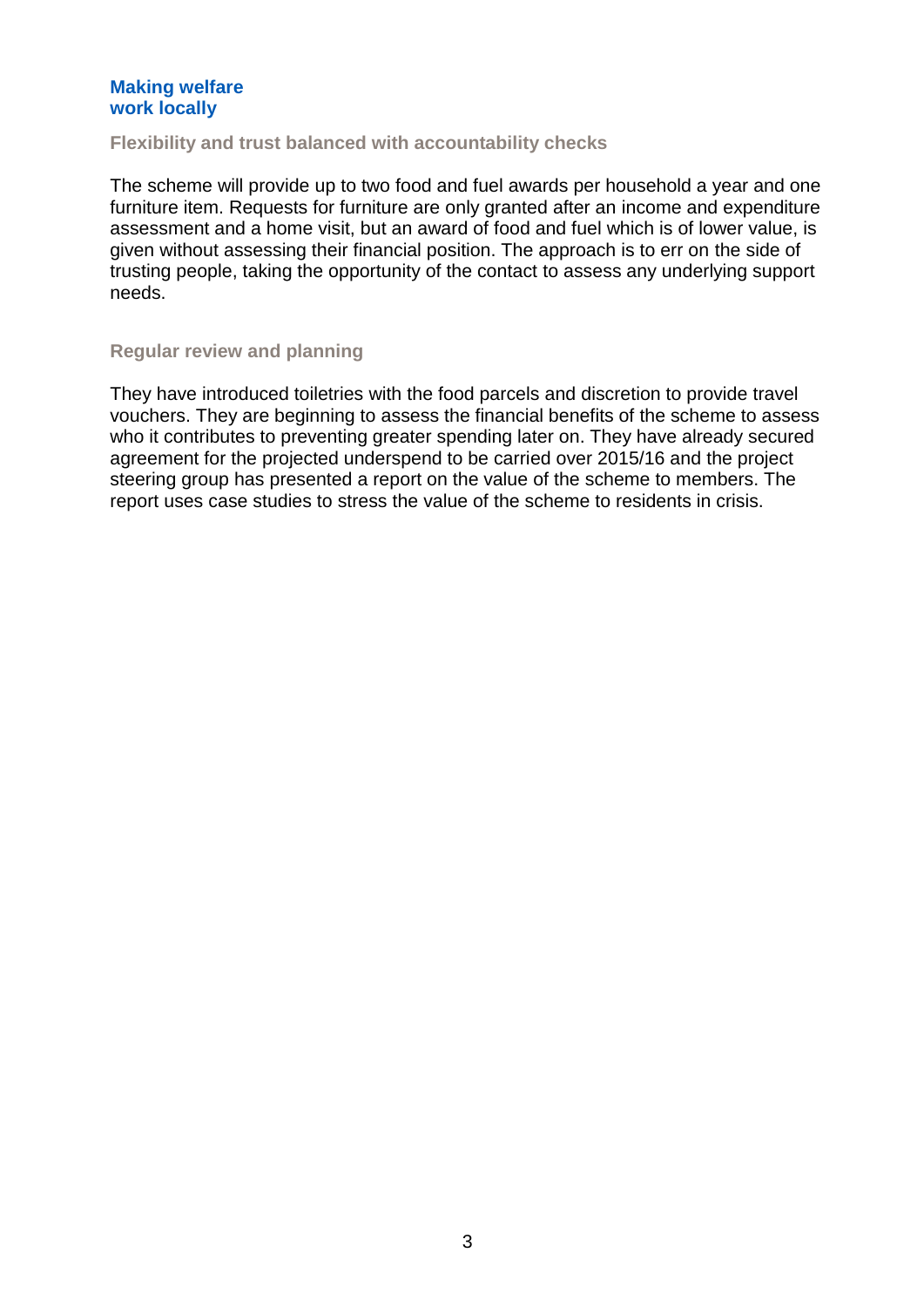Making welfare work locally

### Flexibility and trust balanced with accountability checks

The scheme will provide up to two food and fuel awards per household a year and one furniture item. Requests for furniture are only granted after an income and expenditure assessment and a home visit, but an award of food and fuel which is of lower value, is given without assessing their financial position. The approach is to err on the side of trusting people, taking the opportunity of the contact to assess any underlying support needs.

### Regular review and planning

They have introduced toiletries with the food parcels and discretion to provide travel vouchers. They are beginning to assess the financial benefits of the scheme to assess who it contributes to preventing greater spending later on. They have already secured agreement for the projected underspend to be carried over 2015/16 and the project steering group has presented a report on the value of the scheme to members. The report uses case studies to stress the value of the scheme to residents in crisis.